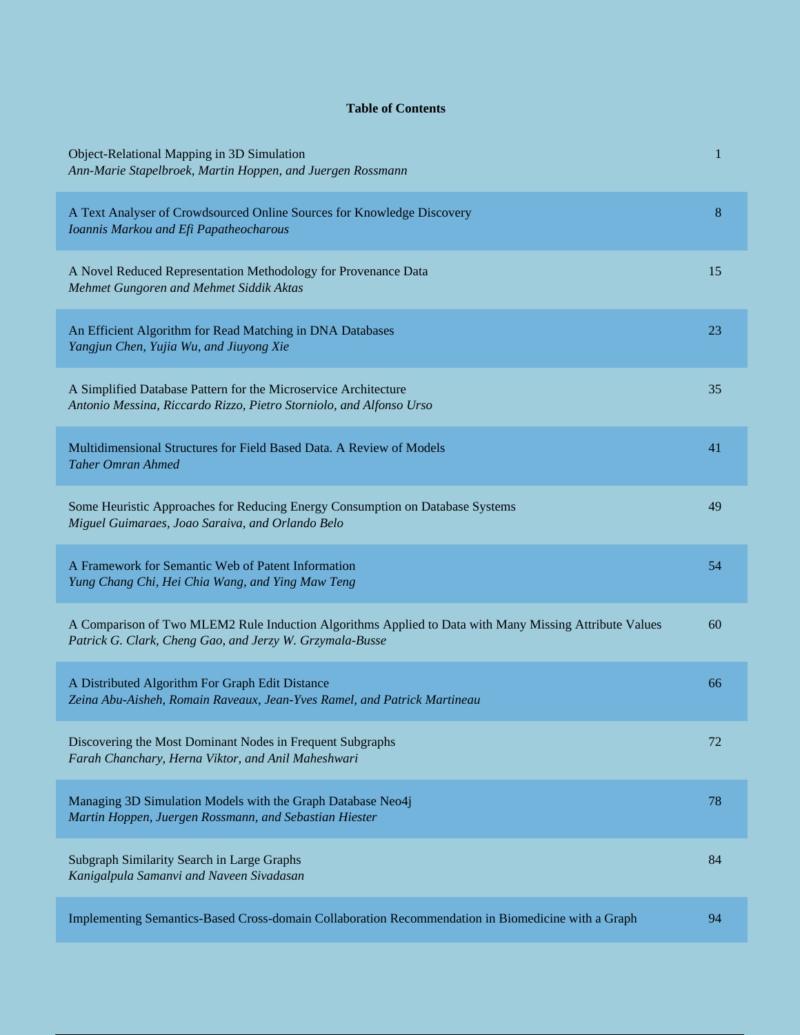**Table of Contents**

| | |
|---|---|
| Object-Relational Mapping in 3D Simulation<br>*Ann-Marie Stapelbroek, Martin Hoppen, and Juergen Rossmann* | 1 |
| A Text Analyser of Crowdsourced Online Sources for Knowledge Discovery<br>*Ioannis Markou and Efi Papatheocharous* | 8 |
| A Novel Reduced Representation Methodology for Provenance Data<br>*Mehmet Gungoren and Mehmet Siddik Aktas* | 15 |
| An Efficient Algorithm for Read Matching in DNA Databases<br>*Yangjun Chen, Yujia Wu, and Jiuyong Xie* | 23 |
| A Simplified Database Pattern for the Microservice Architecture<br>*Antonio Messina, Riccardo Rizzo, Pietro Storniolo, and Alfonso Urso* | 35 |
| Multidimensional Structures for Field Based Data. A Review of Models<br>*Taher Omran Ahmed* | 41 |
| Some Heuristic Approaches for Reducing Energy Consumption on Database Systems<br>*Miguel Guimaraes, Joao Saraiva, and Orlando Belo* | 49 |
| A Framework for Semantic Web of Patent Information<br>*Yung Chang Chi, Hei Chia Wang, and Ying Maw Teng* | 54 |
| A Comparison of Two MLEM2 Rule Induction Algorithms Applied to Data with Many Missing Attribute Values<br>*Patrick G. Clark, Cheng Gao, and Jerzy W. Grzymala-Busse* | 60 |
| A Distributed Algorithm For Graph Edit Distance<br>*Zeina Abu-Aisheh, Romain Raveaux, Jean-Yves Ramel, and Patrick Martineau* | 66 |
| Discovering the Most Dominant Nodes in Frequent Subgraphs<br>*Farah Chanchary, Herna Viktor, and Anil Maheshwari* | 72 |
| Managing 3D Simulation Models with the Graph Database Neo4j<br>*Martin Hoppen, Juergen Rossmann, and Sebastian Hiester* | 78 |
| Subgraph Similarity Search in Large Graphs<br>*Kanigalpula Samanvi and Naveen Sivadasan* | 84 |
| Implementing Semantics-Based Cross-domain Collaboration Recommendation in Biomedicine with a Graph | 94 |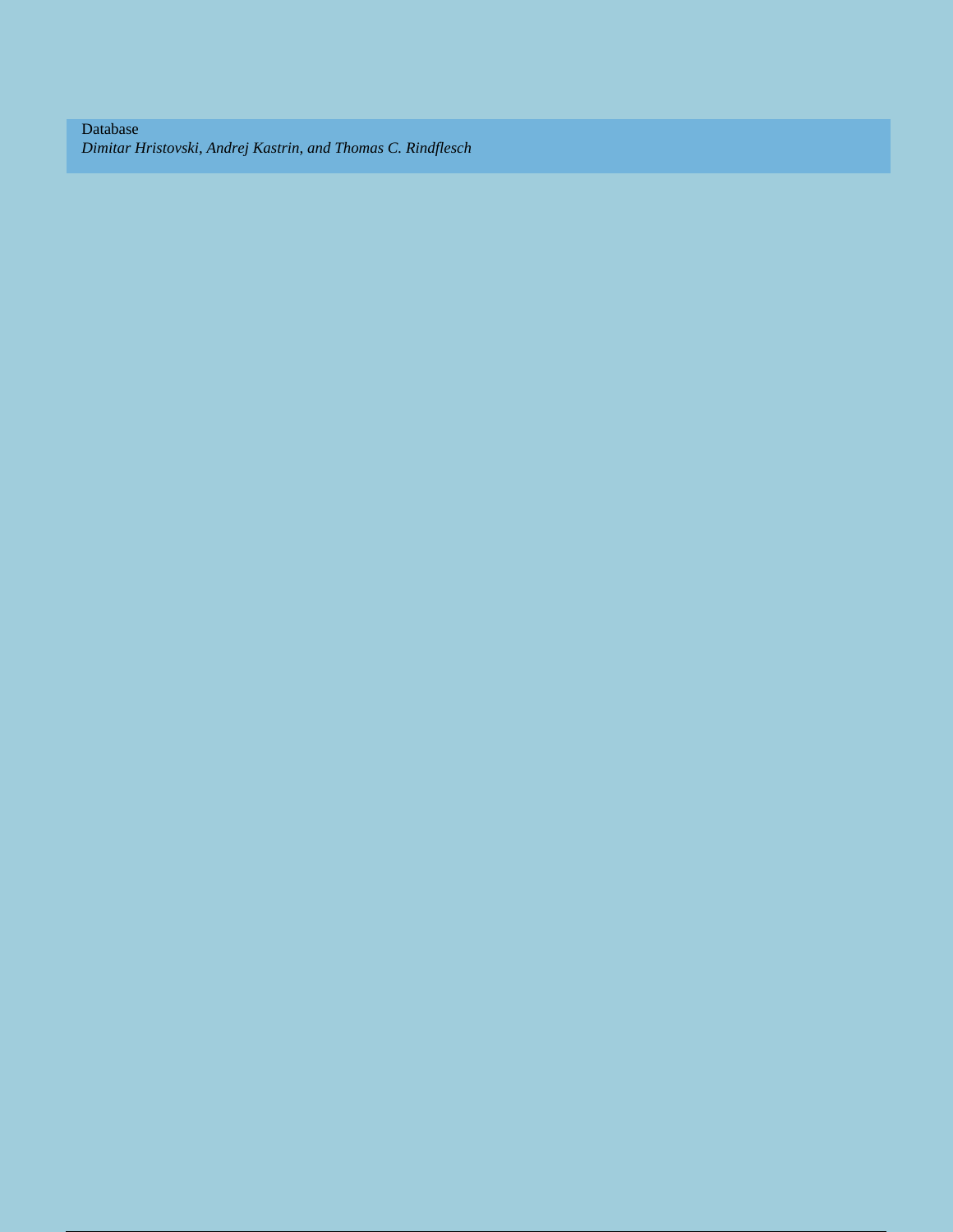Database

*Dimitar Hristovski, Andrej Kastrin, and Thomas C. Rindflesch*